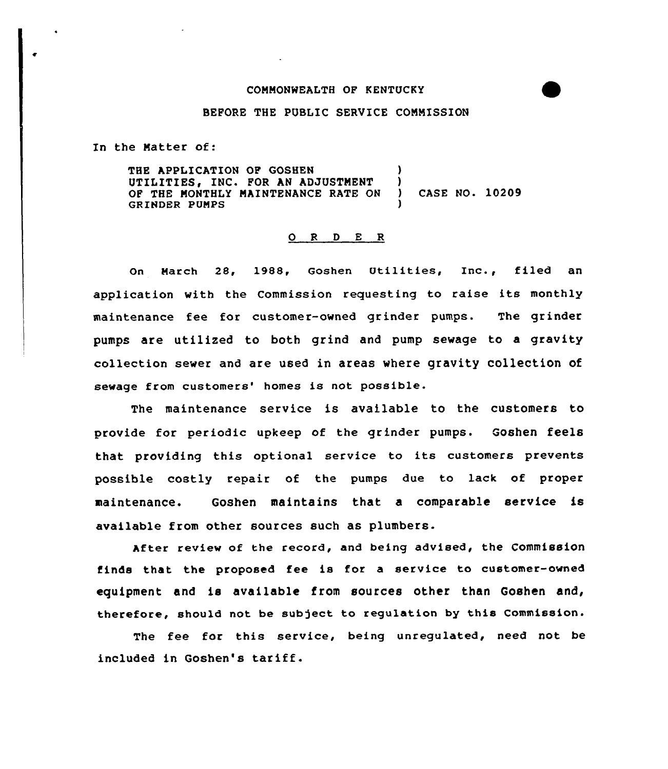COMMONWEALTH OF KENTUCKY

BEFORE THE PUBLIC SERVICE COMMISSION

In the Matter of:

THE APPLICATION OF GOSHEN UTILITIES, INC. FOR AN ADJUSTMENT OF THE MONTHLY MAINTENANCE RATE ON GRINDER PUMPS ) CASE NO. 10209

## O R D E R

On March 28, 1988, Goshen Utilities, Inc., filed an application with the Commission requesting to raise its monthly maintenance fee for customer-owned grinder pumps. The grinder pumps are utilized to both grind and pump sewage to a gravity collection sewer and are used in areas where gravity collection of sewage from customers' homes is not possible.

The maintenance service is available to the customers to provide for periodic upkeep of the grinder pumps. Goshen feels that providing this optional service to its customers prevents possible costly repair of the pumps due to lack of proper maintenance. Goshen maintains that a comparable service is available from other sources such as plumbers.

After review of the record, and being advised, the Commission finds that the proposed fee is for a service to customer-owned equipment and is available from sources other than Goshen and, therefore, should not be subject to regulation by this Commission.

The fee for this service, being unregulated, need not be included in Goshen's tariff.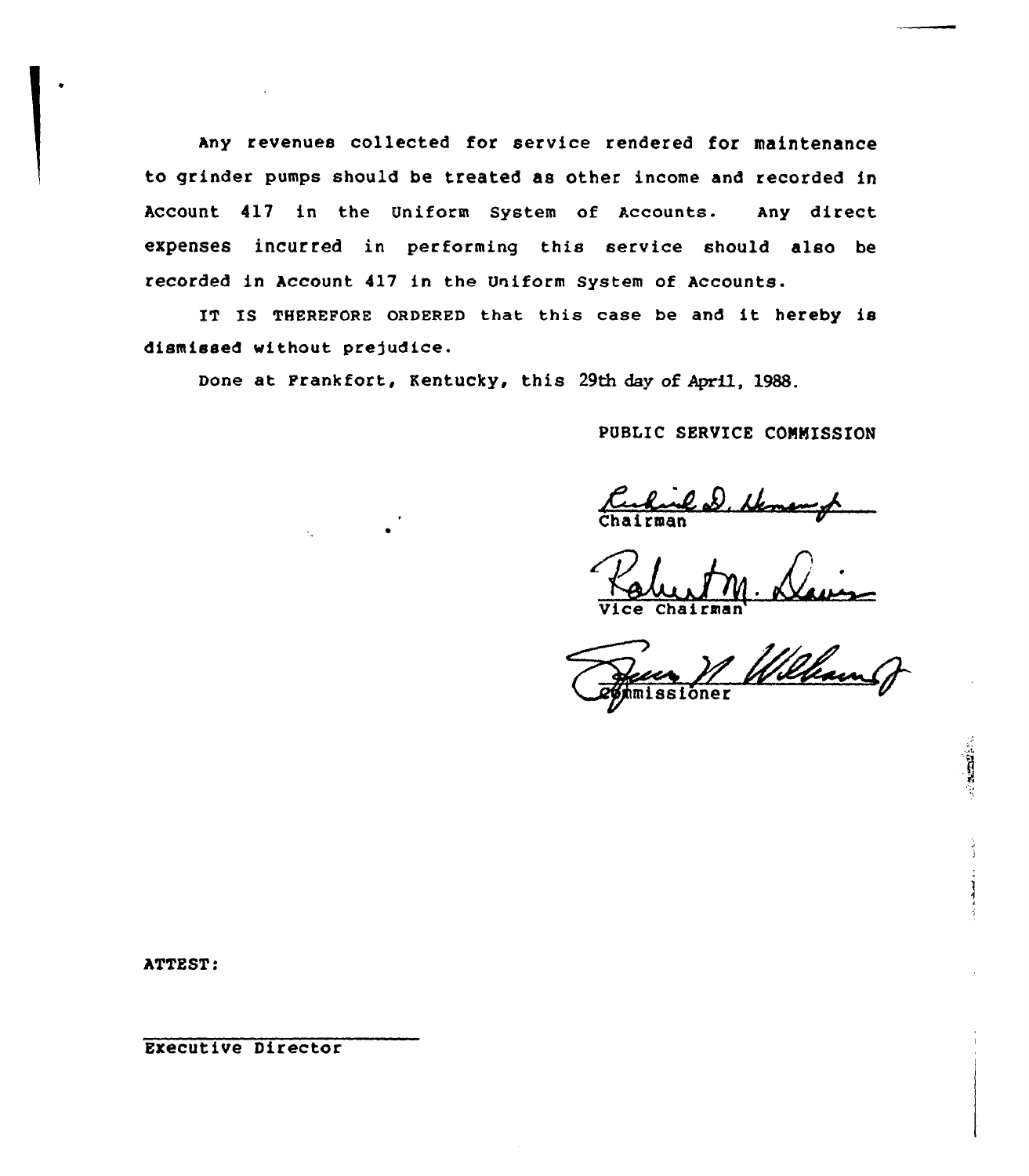Any revenues collected for service rendered for maintenance to grinder pumps should be treated as other income and recorded in Account 417 in the Uniform System of Accounts. Any direct expenses incurred in performing this service should also be recorded in Account 417 in the Uniform System of Accounts.

IT IS THEREFORE ORDERED that this case be and it hereby is dismissed without prejudice.

Done at Frankfort, Kentucky, this 29th day of April, 1988.

PUBLIC SERVICE COMMISSION

Chairman

Vice Chairman

Commissioner

ATTEST:

Executive Director